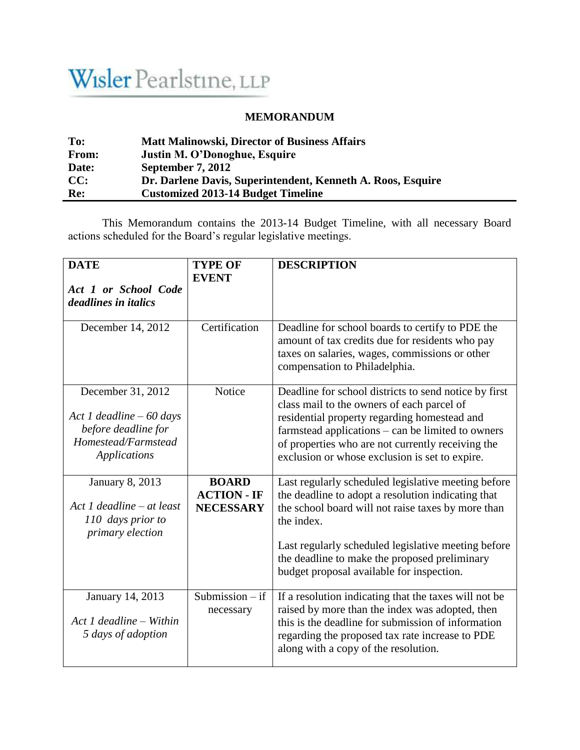Wisler Pearlstine, LLP

## MEMORANDUM

**To:** Matt Malinowski, Director of Business Affairs
**From:** Justin M. O'Donoghue, Esquire
**Date:** September 7, 2012
**CC:** Dr. Darlene Davis, Superintendent, Kenneth A. Roos, Esquire
**Re:** Customized 2013-14 Budget Timeline

This Memorandum contains the 2013-14 Budget Timeline, with all necessary Board actions scheduled for the Board's regular legislative meetings.

| **DATE**<br><br>***Act 1 or School Code deadlines in italics*** | **TYPE OF EVENT** | **DESCRIPTION** |
|---|---|---|
| December 14, 2012 | Certification | Deadline for school boards to certify to PDE the amount of tax credits due for residents who pay taxes on salaries, wages, commissions or other compensation to Philadelphia. |
| December 31, 2012<br><br>*Act 1 deadline – 60 days before deadline for Homestead/Farmstead Applications* | Notice | Deadline for school districts to send notice by first class mail to the owners of each parcel of residential property regarding homestead and farmstead applications – can be limited to owners of properties who are not currently receiving the exclusion or whose exclusion is set to expire. |
| January 8, 2013<br><br>*Act 1 deadline – at least 110 days prior to primary election* | **BOARD ACTION - IF NECESSARY** | Last regularly scheduled legislative meeting before the deadline to adopt a resolution indicating that the school board will not raise taxes by more than the index.<br><br>Last regularly scheduled legislative meeting before the deadline to make the proposed preliminary budget proposal available for inspection. |
| January 14, 2013<br><br>*Act 1 deadline – Within 5 days of adoption* | Submission – if necessary | If a resolution indicating that the taxes will not be raised by more than the index was adopted, then this is the deadline for submission of information regarding the proposed tax rate increase to PDE along with a copy of the resolution. |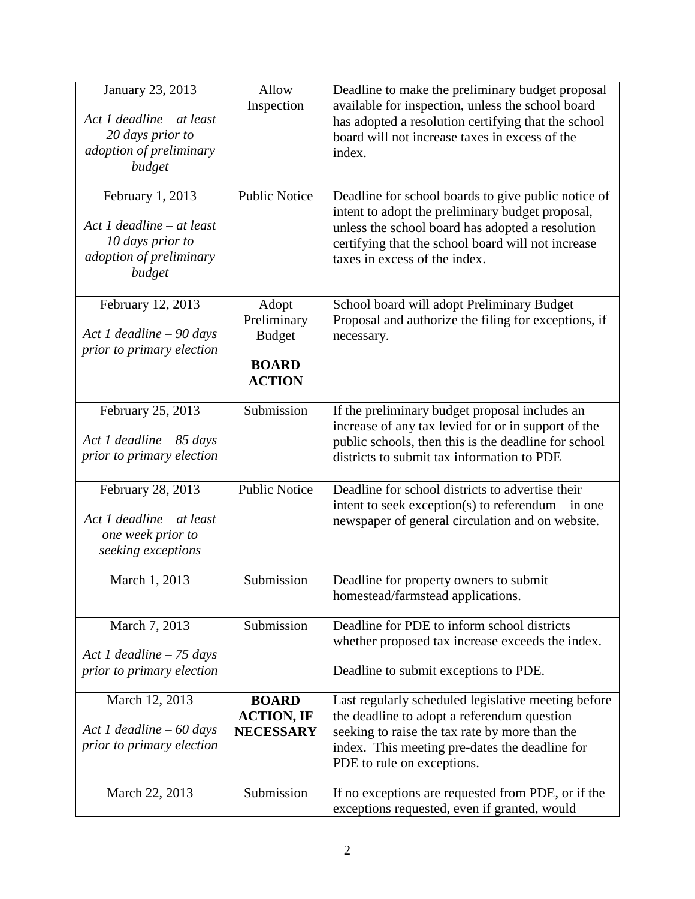| | | |
|---|---|---|
| January 23, 2013<br><br>*Act 1 deadline – at least 20 days prior to adoption of preliminary budget* | Allow Inspection | Deadline to make the preliminary budget proposal available for inspection, unless the school board has adopted a resolution certifying that the school board will not increase taxes in excess of the index. |
| February 1, 2013<br><br>*Act 1 deadline – at least 10 days prior to adoption of preliminary budget* | Public Notice | Deadline for school boards to give public notice of intent to adopt the preliminary budget proposal, unless the school board has adopted a resolution certifying that the school board will not increase taxes in excess of the index. |
| February 12, 2013<br><br>*Act 1 deadline – 90 days prior to primary election* | Adopt Preliminary Budget<br><br>**BOARD ACTION** | School board will adopt Preliminary Budget Proposal and authorize the filing for exceptions, if necessary. |
| February 25, 2013<br><br>*Act 1 deadline – 85 days prior to primary election* | Submission | If the preliminary budget proposal includes an increase of any tax levied for or in support of the public schools, then this is the deadline for school districts to submit tax information to PDE |
| February 28, 2013<br><br>*Act 1 deadline – at least one week prior to seeking exceptions* | Public Notice | Deadline for school districts to advertise their intent to seek exception(s) to referendum – in one newspaper of general circulation and on website. |
| March 1, 2013 | Submission | Deadline for property owners to submit homestead/farmstead applications. |
| March 7, 2013<br><br>*Act 1 deadline – 75 days prior to primary election* | Submission | Deadline for PDE to inform school districts whether proposed tax increase exceeds the index.<br><br>Deadline to submit exceptions to PDE. |
| March 12, 2013<br><br>*Act 1 deadline – 60 days prior to primary election* | **BOARD ACTION, IF NECESSARY** | Last regularly scheduled legislative meeting before the deadline to adopt a referendum question seeking to raise the tax rate by more than the index. This meeting pre-dates the deadline for PDE to rule on exceptions. |
| March 22, 2013 | Submission | If no exceptions are requested from PDE, or if the exceptions requested, even if granted, would |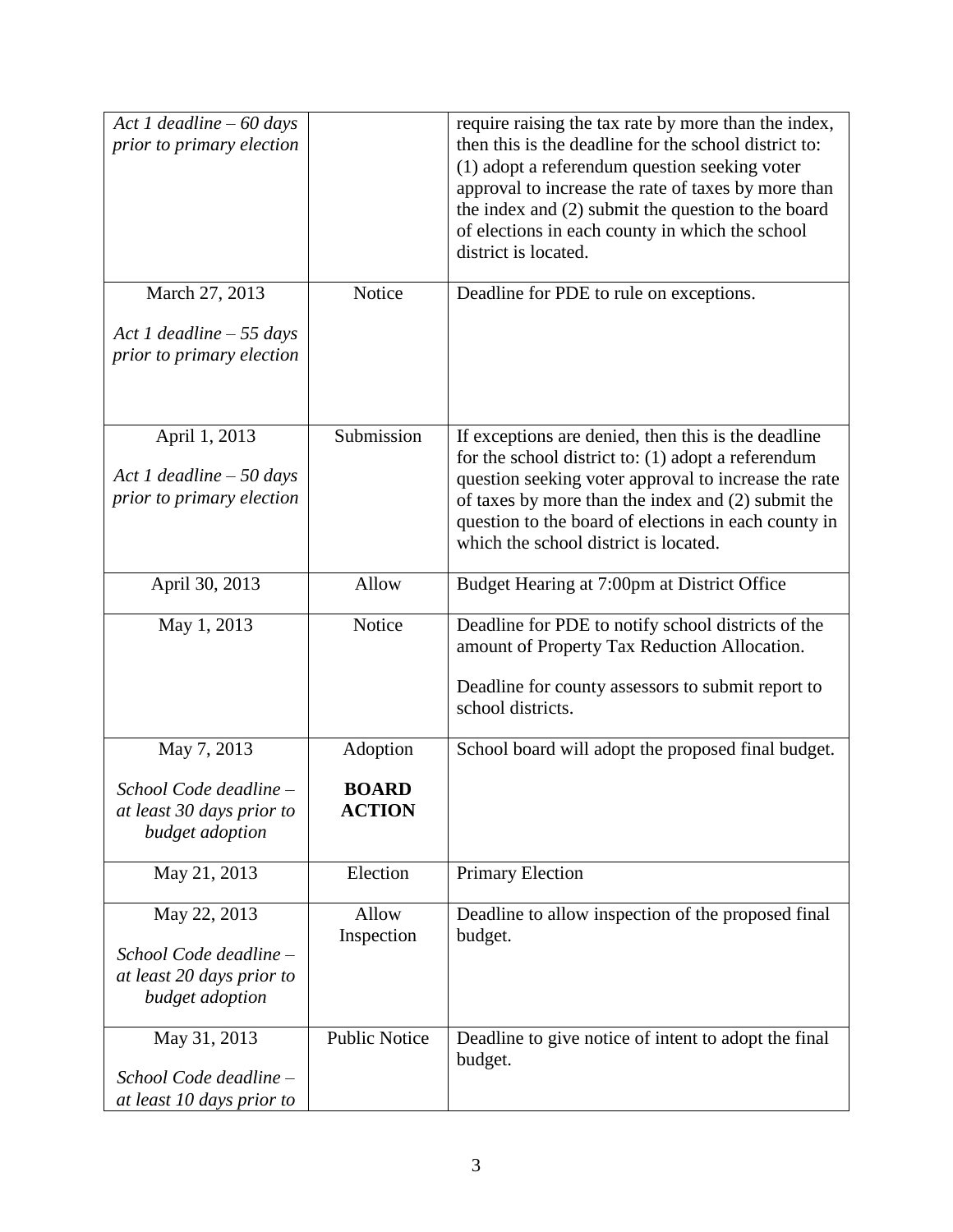| | | |
|---|---|---|
| *Act 1 deadline – 60 days prior to primary election* | | require raising the tax rate by more than the index, then this is the deadline for the school district to: (1) adopt a referendum question seeking voter approval to increase the rate of taxes by more than the index and (2) submit the question to the board of elections in each county in which the school district is located. |
| March 27, 2013<br><br>*Act 1 deadline – 55 days prior to primary election* | Notice | Deadline for PDE to rule on exceptions. |
| April 1, 2013<br><br>*Act 1 deadline – 50 days prior to primary election* | Submission | If exceptions are denied, then this is the deadline for the school district to: (1) adopt a referendum question seeking voter approval to increase the rate of taxes by more than the index and (2) submit the question to the board of elections in each county in which the school district is located. |
| April 30, 2013 | Allow | Budget Hearing at 7:00pm at District Office |
| May 1, 2013 | Notice | Deadline for PDE to notify school districts of the amount of Property Tax Reduction Allocation.<br><br>Deadline for county assessors to submit report to school districts. |
| May 7, 2013<br><br>*School Code deadline – at least 30 days prior to budget adoption* | Adoption<br><br>**BOARD ACTION** | School board will adopt the proposed final budget. |
| May 21, 2013 | Election | Primary Election |
| May 22, 2013<br><br>*School Code deadline – at least 20 days prior to budget adoption* | Allow Inspection | Deadline to allow inspection of the proposed final budget. |
| May 31, 2013<br><br>*School Code deadline – at least 10 days prior to* | Public Notice | Deadline to give notice of intent to adopt the final budget. |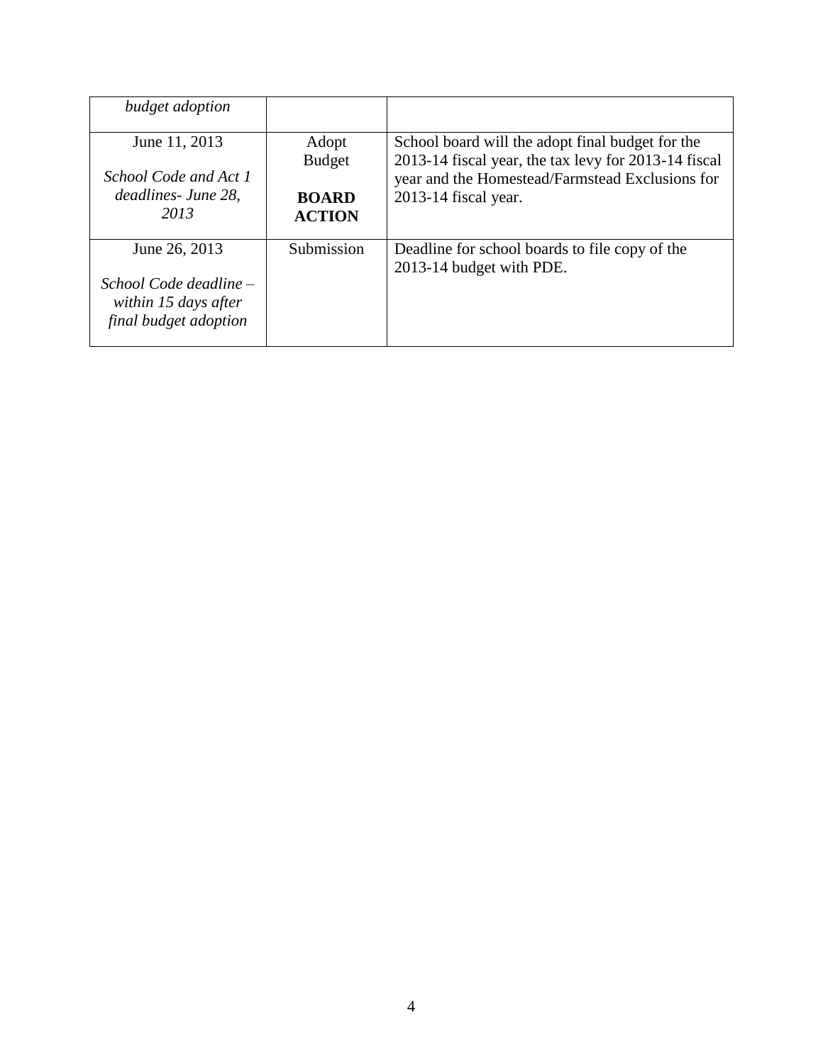| | | |
|---|---|---|
| *budget adoption* | | |
| June 11, 2013<br><br>*School Code and Act 1 deadlines- June 28, 2013* | Adopt Budget<br><br>**BOARD ACTION** | School board will the adopt final budget for the 2013-14 fiscal year, the tax levy for 2013-14 fiscal year and the Homestead/Farmstead Exclusions for 2013-14 fiscal year. |
| June 26, 2013<br><br>*School Code deadline – within 15 days after final budget adoption* | Submission | Deadline for school boards to file copy of the 2013-14 budget with PDE. |